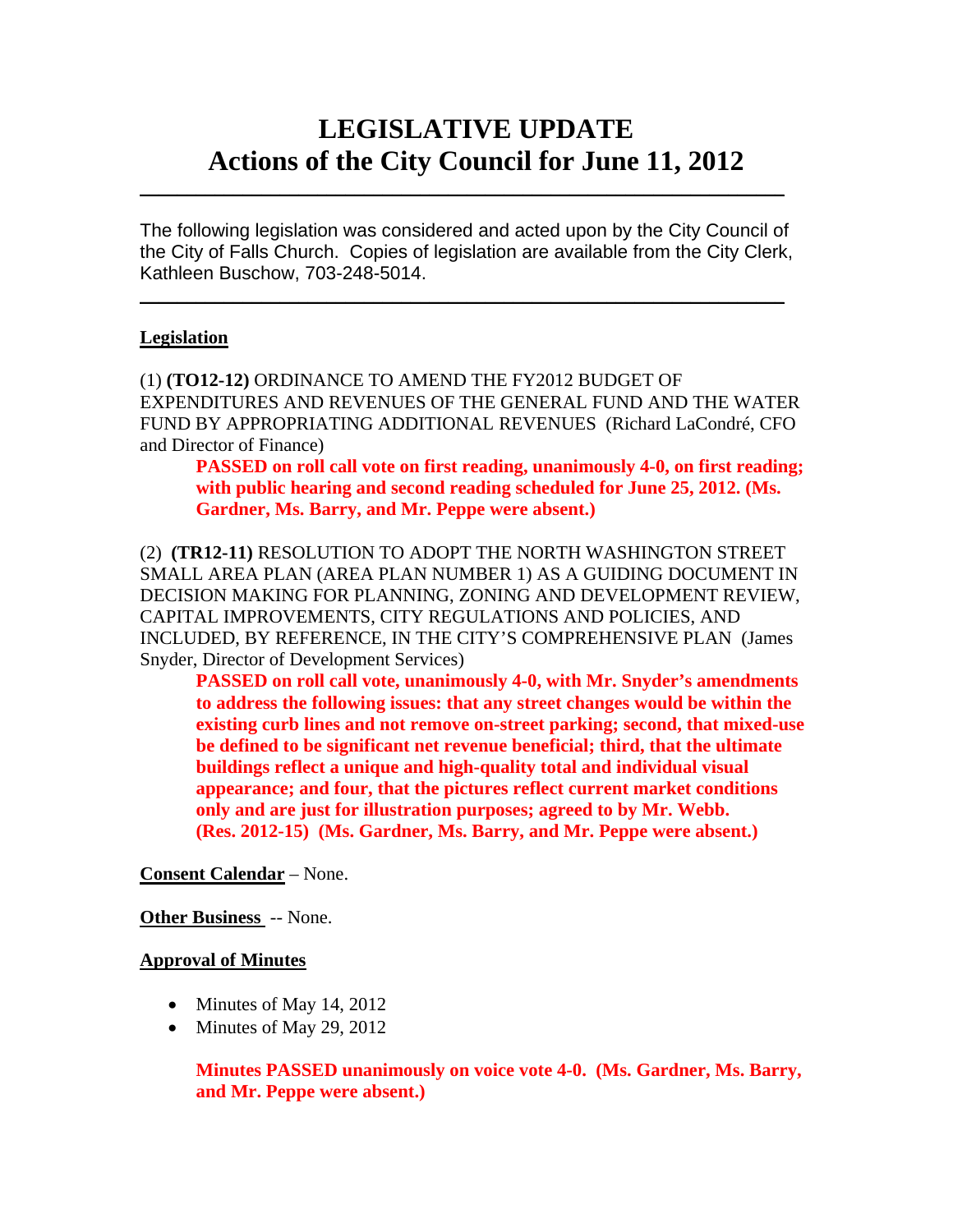# LEGISLATIVE UPDATE
# Actions of the City Council for June 11, 2012

---

The following legislation was considered and acted upon by the City Council of the City of Falls Church. Copies of legislation are available from the City Clerk, Kathleen Buschow, 703-248-5014.

---

## Legislation

(1) **(TO12-12)** ORDINANCE TO AMEND THE FY2012 BUDGET OF EXPENDITURES AND REVENUES OF THE GENERAL FUND AND THE WATER FUND BY APPROPRIATING ADDITIONAL REVENUES (Richard LaCondré, CFO and Director of Finance)

> **PASSED on roll call vote on first reading, unanimously 4-0, on first reading; with public hearing and second reading scheduled for June 25, 2012. (Ms. Gardner, Ms. Barry, and Mr. Peppe were absent.)**

(2) **(TR12-11)** RESOLUTION TO ADOPT THE NORTH WASHINGTON STREET SMALL AREA PLAN (AREA PLAN NUMBER 1) AS A GUIDING DOCUMENT IN DECISION MAKING FOR PLANNING, ZONING AND DEVELOPMENT REVIEW, CAPITAL IMPROVEMENTS, CITY REGULATIONS AND POLICIES, AND INCLUDED, BY REFERENCE, IN THE CITY'S COMPREHENSIVE PLAN (James Snyder, Director of Development Services)

> **PASSED on roll call vote, unanimously 4-0, with Mr. Snyder's amendments to address the following issues: that any street changes would be within the existing curb lines and not remove on-street parking; second, that mixed-use be defined to be significant net revenue beneficial; third, that the ultimate buildings reflect a unique and high-quality total and individual visual appearance; and four, that the pictures reflect current market conditions only and are just for illustration purposes; agreed to by Mr. Webb. (Res. 2012-15) (Ms. Gardner, Ms. Barry, and Mr. Peppe were absent.)**

**Consent Calendar** – None.

**Other Business** -- None.

## Approval of Minutes

- Minutes of May 14, 2012
- Minutes of May 29, 2012

> **Minutes PASSED unanimously on voice vote 4-0. (Ms. Gardner, Ms. Barry, and Mr. Peppe were absent.)**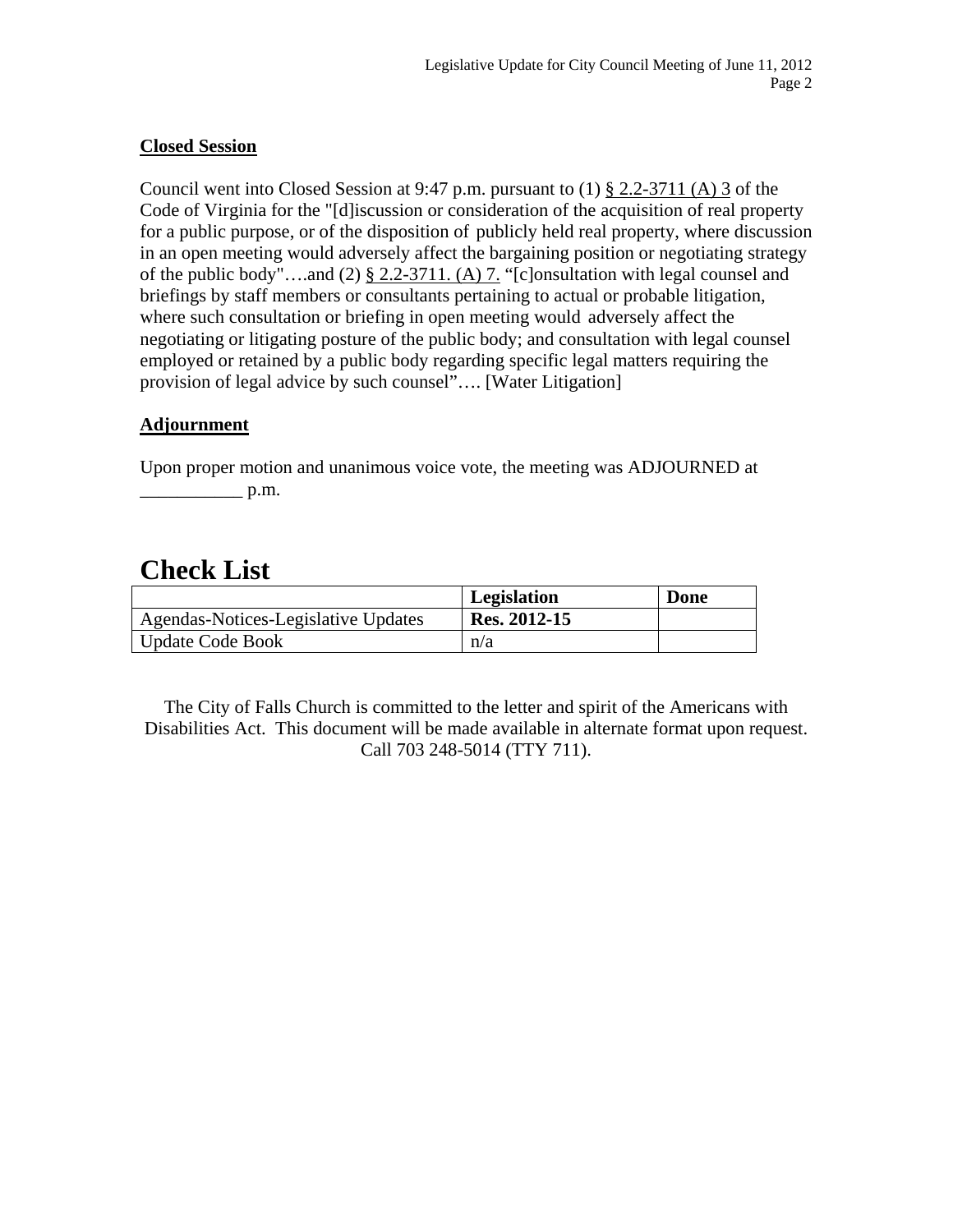**Closed Session**

Council went into Closed Session at 9:47 p.m. pursuant to (1) § 2.2-3711 (A) 3 of the Code of Virginia for the "[d]iscussion or consideration of the acquisition of real property for a public purpose, or of the disposition of publicly held real property, where discussion in an open meeting would adversely affect the bargaining position or negotiating strategy of the public body"….and (2) § 2.2-3711. (A) 7. "[c]onsultation with legal counsel and briefings by staff members or consultants pertaining to actual or probable litigation, where such consultation or briefing in open meeting would adversely affect the negotiating or litigating posture of the public body; and consultation with legal counsel employed or retained by a public body regarding specific legal matters requiring the provision of legal advice by such counsel"…. [Water Litigation]

**Adjournment**

Upon proper motion and unanimous voice vote, the meeting was ADJOURNED at ___________ p.m.

# Check List

| | Legislation | Done |
|---|---|---|
| Agendas-Notices-Legislative Updates | **Res. 2012-15** | |
| Update Code Book | n/a | |

The City of Falls Church is committed to the letter and spirit of the Americans with Disabilities Act. This document will be made available in alternate format upon request. Call 703 248-5014 (TTY 711).